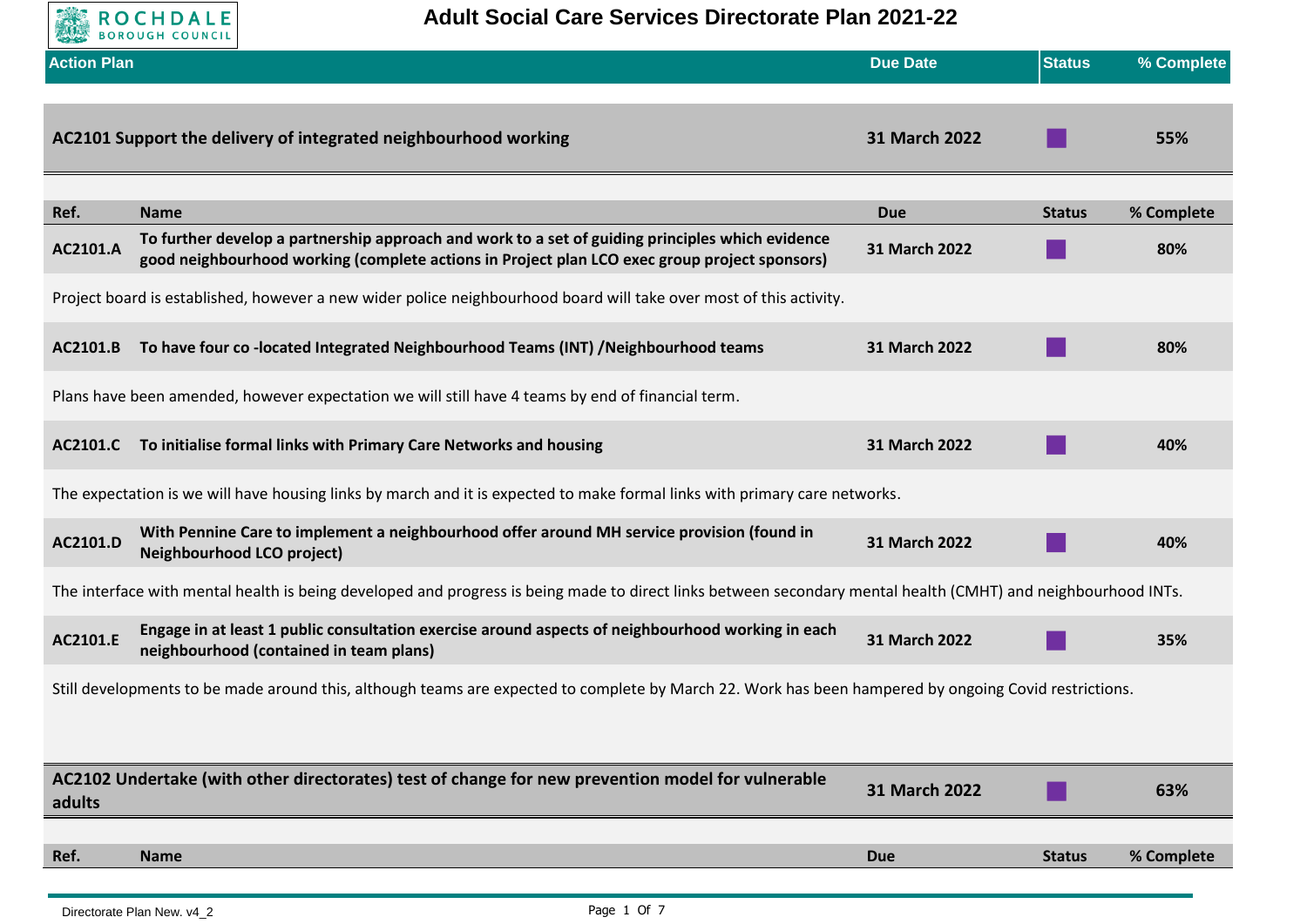# Adult Social Care Services Directorate Plan 2021-22

| Action Plan | Due Date | Status | % Complete |
|---|---|---|---|
| **AC2101 Support the delivery of integrated neighbourhood working** | **31 March 2022** | | **55%** |

| Ref. | Name | Due | Status | % Complete |
|---|---|---|---|---|
| AC2101.A | To further develop a partnership approach and work to a set of guiding principles which evidence good neighbourhood working (complete actions in Project plan LCO exec group project sponsors) | 31 March 2022 | | 80% |

Project board is established, however a new wider police neighbourhood board will take over most of this activity.

| Ref. | Name | Due | Status | % Complete |
|---|---|---|---|---|
| AC2101.B | To have four co -located Integrated Neighbourhood Teams (INT) /Neighbourhood teams | 31 March 2022 | | 80% |

Plans have been amended, however expectation we will still have 4 teams by end of financial term.

| Ref. | Name | Due | Status | % Complete |
|---|---|---|---|---|
| AC2101.C | To initialise formal links with Primary Care Networks and housing | 31 March 2022 | | 40% |

The expectation is we will have housing links by march and it is expected to make formal links with primary care networks.

| Ref. | Name | Due | Status | % Complete |
|---|---|---|---|---|
| AC2101.D | With Pennine Care to implement a neighbourhood offer around MH service provision (found in Neighbourhood LCO project) | 31 March 2022 | | 40% |

The interface with mental health is being developed and progress is being made to direct links between secondary mental health (CMHT) and neighbourhood INTs.

| Ref. | Name | Due | Status | % Complete |
|---|---|---|---|---|
| AC2101.E | Engage in at least 1 public consultation exercise around aspects of neighbourhood working in each neighbourhood (contained in team plans) | 31 March 2022 | | 35% |

Still developments to be made around this, although teams are expected to complete by March 22. Work has been hampered by ongoing Covid restrictions.

| Action Plan | Due Date | Status | % Complete |
|---|---|---|---|
| **AC2102 Undertake (with other directorates) test of change for new prevention model for vulnerable adults** | **31 March 2022** | | **63%** |

| Ref. | Name | Due | Status | % Complete |
|---|---|---|---|---|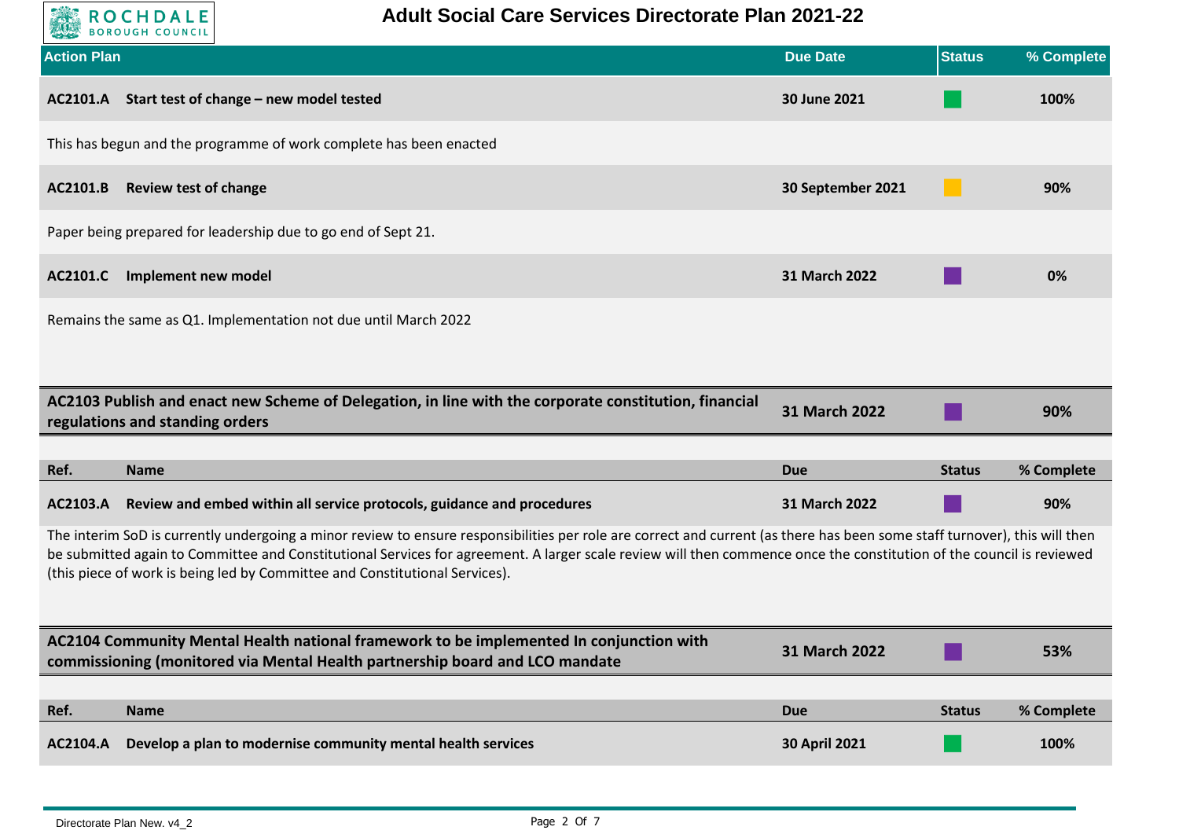# Adult Social Care Services Directorate Plan 2021-22

| Action Plan | Due Date | Status | % Complete |
|---|---|---|---|
| **AC2101.A Start test of change – new model tested** | **30 June 2021** | Green | **100%** |
| This has begun and the programme of work complete has been enacted | | | |
| **AC2101.B Review test of change** | **30 September 2021** | Amber | **90%** |
| Paper being prepared for leadership due to go end of Sept 21. | | | |
| **AC2101.C Implement new model** | **31 March 2022** | Purple | **0%** |
| Remains the same as Q1. Implementation not due until March 2022 | | | |

| AC2103 Publish and enact new Scheme of Delegation, in line with the corporate constitution, financial regulations and standing orders | 31 March 2022 | Purple | 90% |
|---|---|---|---|
| **Ref. Name** | **Due** | **Status** | **% Complete** |
| **AC2103.A Review and embed within all service protocols, guidance and procedures** | **31 March 2022** | Purple | **90%** |
| The interim SoD is currently undergoing a minor review to ensure responsibilities per role are correct and current (as there has been some staff turnover), this will then be submitted again to Committee and Constitutional Services for agreement. A larger scale review will then commence once the constitution of the council is reviewed (this piece of work is being led by Committee and Constitutional Services). | | | |

| AC2104 Community Mental Health national framework to be implemented In conjunction with commissioning (monitored via Mental Health partnership board and LCO mandate | 31 March 2022 | Purple | 53% |
|---|---|---|---|
| **Ref. Name** | **Due** | **Status** | **% Complete** |
| **AC2104.A Develop a plan to modernise community mental health services** | **30 April 2021** | Green | **100%** |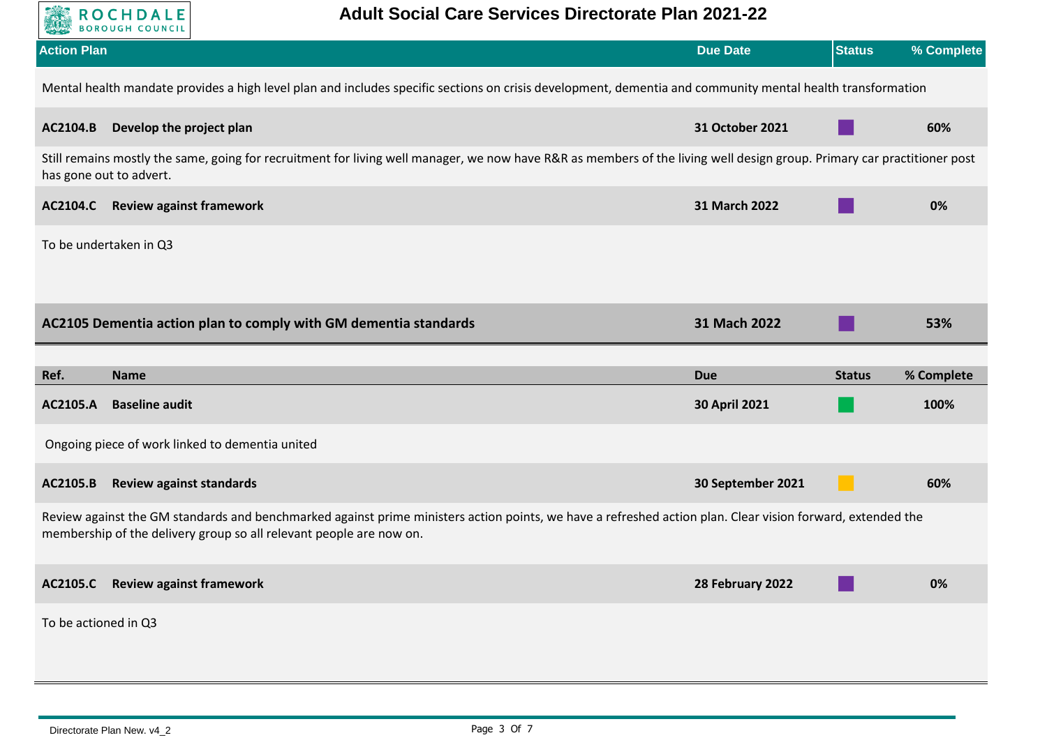# Adult Social Care Services Directorate Plan 2021-22

| Action Plan | Due Date | Status | % Complete |
|---|---|---|---|

Mental health mandate provides a high level plan and includes specific sections on crisis development, dementia and community mental health transformation

| Ref. | Name | Due | Status | % Complete |
|---|---|---|---|---|
| **AC2104.B** | **Develop the project plan** | **31 October 2021** | Purple | **60%** |

Still remains mostly the same, going for recruitment for living well manager, we now have R&R as members of the living well design group. Primary car practitioner post has gone out to advert.

| Ref. | Name | Due | Status | % Complete |
|---|---|---|---|---|
| **AC2104.C** | **Review against framework** | **31 March 2022** | Purple | **0%** |

To be undertaken in Q3

| Action Plan | Due Date | Status | % Complete |
|---|---|---|---|
| **AC2105 Dementia action plan to comply with GM dementia standards** | **31 Mach 2022** | Purple | **53%** |

| Ref. | Name | Due | Status | % Complete |
|---|---|---|---|---|
| **AC2105.A** | **Baseline audit** | **30 April 2021** | Green | **100%** |

Ongoing piece of work linked to dementia united

| Ref. | Name | Due | Status | % Complete |
|---|---|---|---|---|
| **AC2105.B** | **Review against standards** | **30 September 2021** | Amber | **60%** |

Review against the GM standards and benchmarked against prime ministers action points, we have a refreshed action plan. Clear vision forward, extended the membership of the delivery group so all relevant people are now on.

| Ref. | Name | Due | Status | % Complete |
|---|---|---|---|---|
| **AC2105.C** | **Review against framework** | **28 February 2022** | Purple | **0%** |

To be actioned in Q3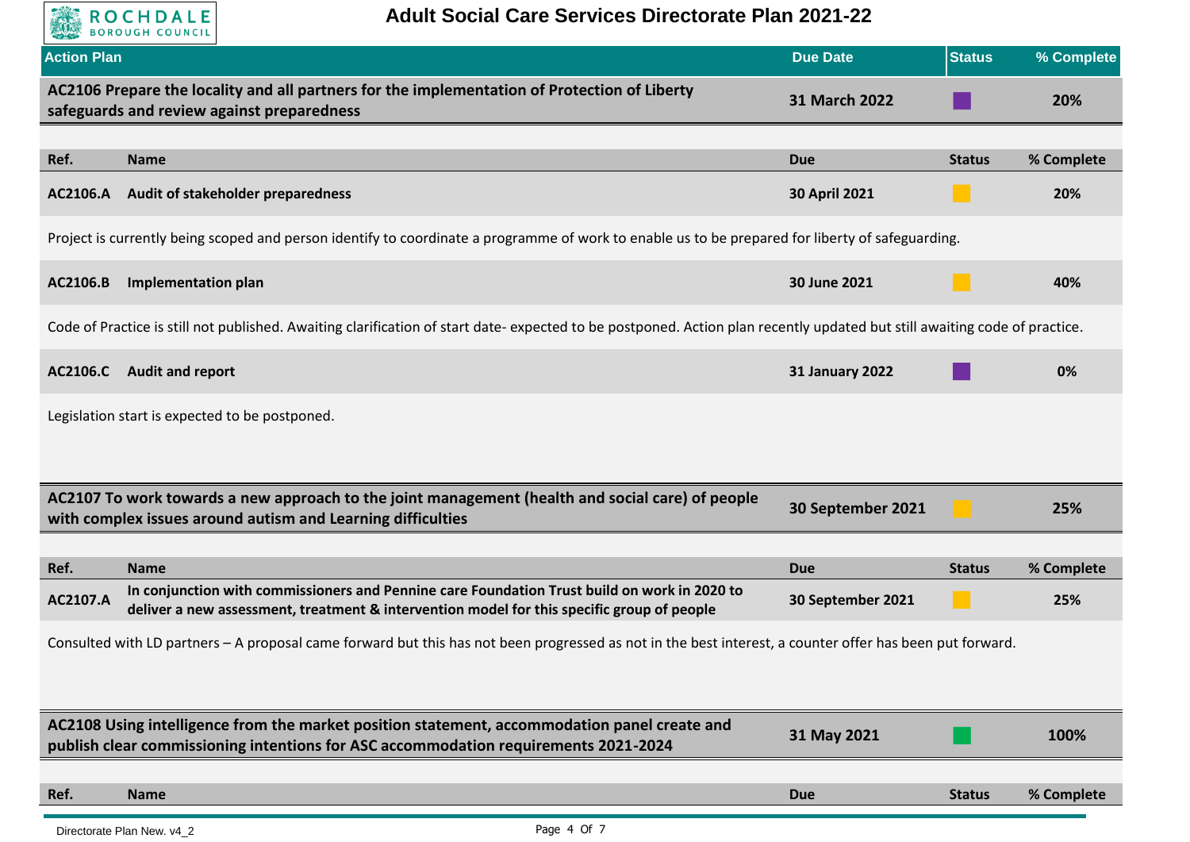# Adult Social Care Services Directorate Plan 2021-22

| Action Plan | Due Date | Status | % Complete |
|---|---|---|---|
| **AC2106 Prepare the locality and all partners for the implementation of Protection of Liberty safeguards and review against preparedness** | **31 March 2022** | | **20%** |

| Ref. | Name | Due | Status | % Complete |
|---|---|---|---|---|
| **AC2106.A** | **Audit of stakeholder preparedness** | **30 April 2021** | | **20%** |

Project is currently being scoped and person identify to coordinate a programme of work to enable us to be prepared for liberty of safeguarding.

| Ref. | Name | Due | Status | % Complete |
|---|---|---|---|---|
| **AC2106.B** | **Implementation plan** | **30 June 2021** | | **40%** |

Code of Practice is still not published. Awaiting clarification of start date- expected to be postponed. Action plan recently updated but still awaiting code of practice.

| Ref. | Name | Due | Status | % Complete |
|---|---|---|---|---|
| **AC2106.C** | **Audit and report** | **31 January 2022** | | **0%** |

Legislation start is expected to be postponed.

| Action Plan | Due Date | Status | % Complete |
|---|---|---|---|
| **AC2107 To work towards a new approach to the joint management (health and social care) of people with complex issues around autism and Learning difficulties** | **30 September 2021** | | **25%** |

| Ref. | Name | Due | Status | % Complete |
|---|---|---|---|---|
| **AC2107.A** | **In conjunction with commissioners and Pennine care Foundation Trust build on work in 2020 to deliver a new assessment, treatment & intervention model for this specific group of people** | **30 September 2021** | | **25%** |

Consulted with LD partners – A proposal came forward but this has not been progressed as not in the best interest, a counter offer has been put forward.

| Action Plan | Due Date | Status | % Complete |
|---|---|---|---|
| **AC2108 Using intelligence from the market position statement, accommodation panel create and publish clear commissioning intentions for ASC accommodation requirements 2021-2024** | **31 May 2021** | | **100%** |

| Ref. | Name | Due | Status | % Complete |
|---|---|---|---|---|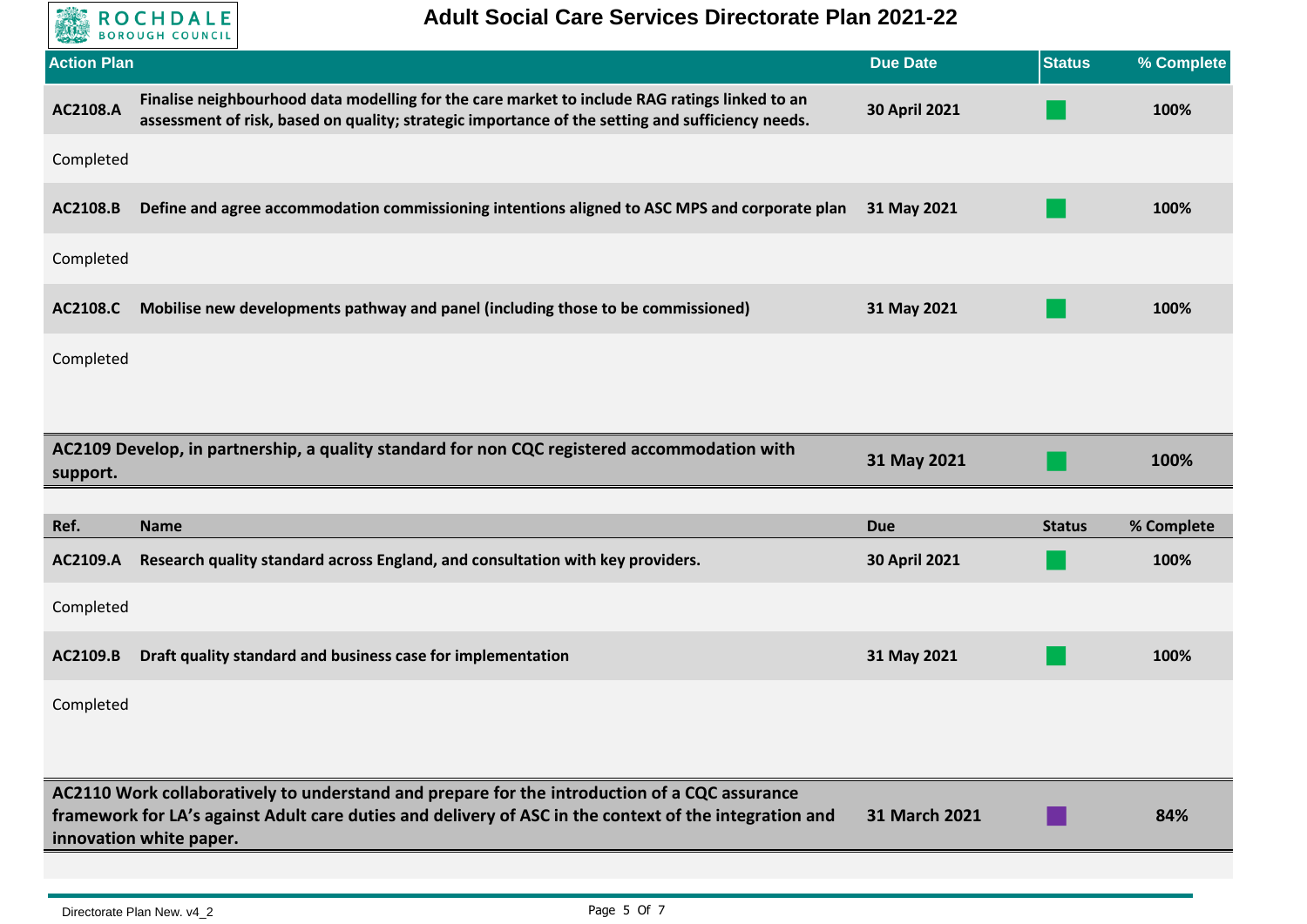# Adult Social Care Services Directorate Plan 2021-22

| Action Plan | | Due Date | Status | % Complete |
|---|---|---|---|---|
| **AC2108.A** | **Finalise neighbourhood data modelling for the care market to include RAG ratings linked to an assessment of risk, based on quality; strategic importance of the setting and sufficiency needs.** | **30 April 2021** | Green | **100%** |
| Completed | | | | |
| **AC2108.B** | **Define and agree accommodation commissioning intentions aligned to ASC MPS and corporate plan** | **31 May 2021** | Green | **100%** |
| Completed | | | | |
| **AC2108.C** | **Mobilise new developments pathway and panel (including those to be commissioned)** | **31 May 2021** | Green | **100%** |
| Completed | | | | |

| AC2109 Develop, in partnership, a quality standard for non CQC registered accommodation with support. | | Due | Status | % Complete |
|---|---|---|---|---|
| | | **31 May 2021** | Green | **100%** |
| **Ref.** | **Name** | **Due** | **Status** | **% Complete** |
| **AC2109.A** | **Research quality standard across England, and consultation with key providers.** | **30 April 2021** | Green | **100%** |
| Completed | | | | |
| **AC2109.B** | **Draft quality standard and business case for implementation** | **31 May 2021** | Green | **100%** |
| Completed | | | | |

| AC2110 Work collaboratively to understand and prepare for the introduction of a CQC assurance framework for LA's against Adult care duties and delivery of ASC in the context of the integration and innovation white paper. | Due | Status | % Complete |
|---|---|---|---|
| | **31 March 2021** | Purple | **84%** |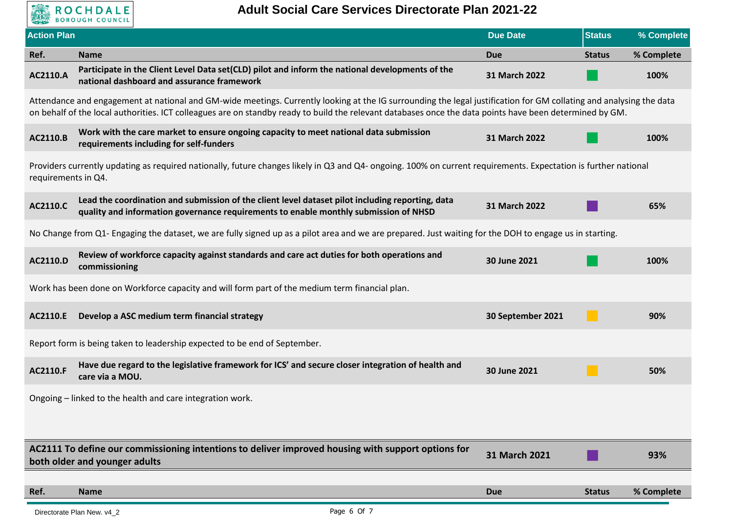# Adult Social Care Services Directorate Plan 2021-22

| Ref. | Name | Due | Status | % Complete |
|---|---|---|---|---|
| AC2110.A | **Participate in the Client Level Data set(CLD) pilot and inform the national developments of the national dashboard and assurance framework** | 31 March 2022 | Green | 100% |

Attendance and engagement at national and GM-wide meetings. Currently looking at the IG surrounding the legal justification for GM collating and analysing the data on behalf of the local authorities. ICT colleagues are on standby ready to build the relevant databases once the data points have been determined by GM.

| Ref. | Name | Due | Status | % Complete |
|---|---|---|---|---|
| AC2110.B | **Work with the care market to ensure ongoing capacity to meet national data submission requirements including for self-funders** | 31 March 2022 | Green | 100% |

Providers currently updating as required nationally, future changes likely in Q3 and Q4- ongoing. 100% on current requirements. Expectation is further national requirements in Q4.

| Ref. | Name | Due | Status | % Complete |
|---|---|---|---|---|
| AC2110.C | **Lead the coordination and submission of the client level dataset pilot including reporting, data quality and information governance requirements to enable monthly submission of NHSD** | 31 March 2022 | Purple | 65% |

No Change from Q1- Engaging the dataset, we are fully signed up as a pilot area and we are prepared. Just waiting for the DOH to engage us in starting.

| Ref. | Name | Due | Status | % Complete |
|---|---|---|---|---|
| AC2110.D | **Review of workforce capacity against standards and care act duties for both operations and commissioning** | 30 June 2021 | Green | 100% |

Work has been done on Workforce capacity and will form part of the medium term financial plan.

| Ref. | Name | Due | Status | % Complete |
|---|---|---|---|---|
| AC2110.E | **Develop a ASC medium term financial strategy** | 30 September 2021 | Amber | 90% |

Report form is being taken to leadership expected to be end of September.

| Ref. | Name | Due | Status | % Complete |
|---|---|---|---|---|
| AC2110.F | **Have due regard to the legislative framework for ICS' and secure closer integration of health and care via a MOU.** | 30 June 2021 | Amber | 50% |

Ongoing – linked to the health and care integration work.

| Action | Due | Status | % Complete |
|---|---|---|---|
| **AC2111 To define our commissioning intentions to deliver improved housing with support options for both older and younger adults** | 31 March 2021 | Purple | 93% |

| Ref. | Name | Due | Status | % Complete |
|---|---|---|---|---|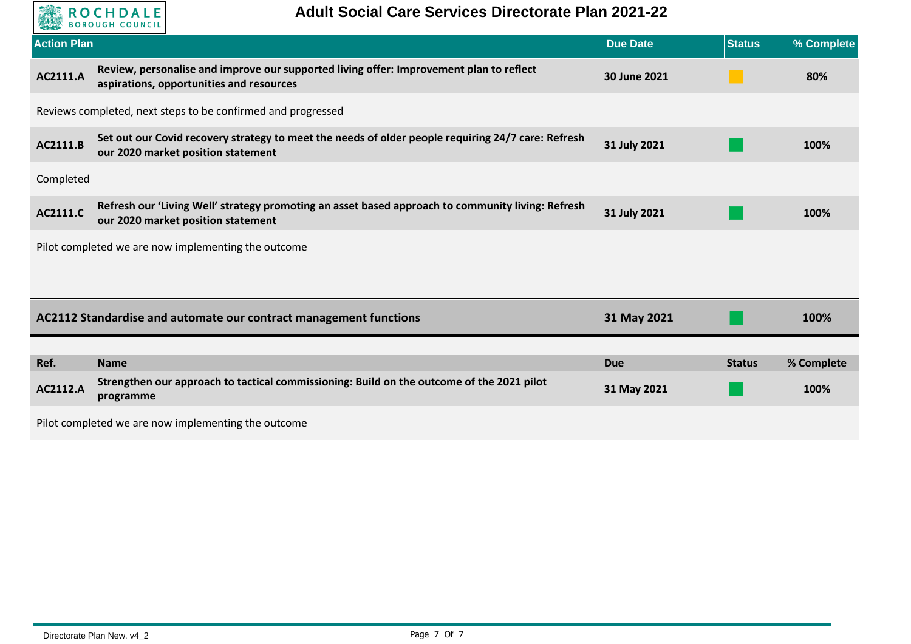# Adult Social Care Services Directorate Plan 2021-22

| Action Plan | | Due Date | Status | % Complete |
|---|---|---|---|---|
| **AC2111.A** | **Review, personalise and improve our supported living offer: Improvement plan to reflect aspirations, opportunities and resources** | **30 June 2021** | | **80%** |
| Reviews completed, next steps to be confirmed and progressed | | | | |
| **AC2111.B** | **Set out our Covid recovery strategy to meet the needs of older people requiring 24/7 care: Refresh our 2020 market position statement** | **31 July 2021** | | **100%** |
| Completed | | | | |
| **AC2111.C** | **Refresh our 'Living Well' strategy promoting an asset based approach to community living: Refresh our 2020 market position statement** | **31 July 2021** | | **100%** |
| Pilot completed we are now implementing the outcome | | | | |

| | | | |
|---|---|---|---|
| **AC2112 Standardise and automate our contract management functions** | **31 May 2021** | | **100%** |

| Ref. | Name | Due | Status | % Complete |
|---|---|---|---|---|
| **AC2112.A** | **Strengthen our approach to tactical commissioning: Build on the outcome of the 2021 pilot programme** | **31 May 2021** | | **100%** |
| Pilot completed we are now implementing the outcome | | | | |